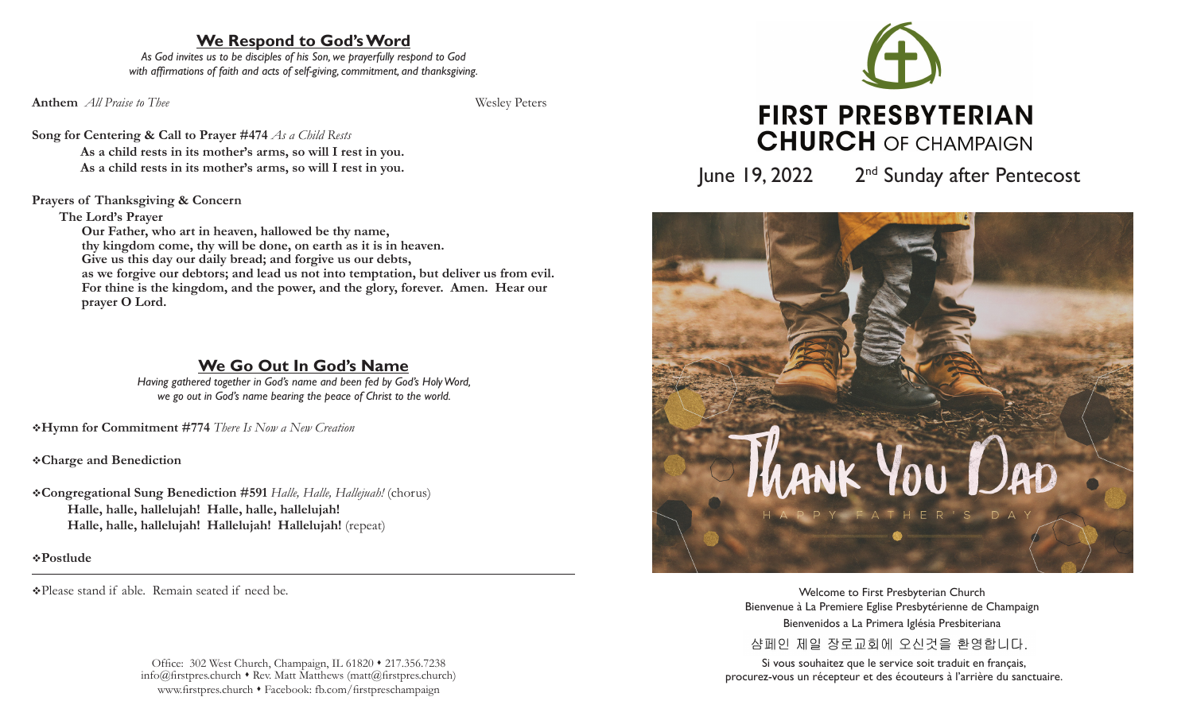## We Respond to God's Word

*As God invites us to be disciples of his Son, we prayerfully respond to God with affirmations of faith and acts of self-giving, commitment, and thanksgiving.*

**Anthem** *All Praise to Thee* — Wesley Peters

**Song for Centering & Call to Prayer #474** *As a Child Rests*

**As a child rests in its mother's arms, so will I rest in you.**
**As a child rests in its mother's arms, so will I rest in you.**

**Prayers of Thanksgiving & Concern**

**The Lord's Prayer**

**Our Father, who art in heaven, hallowed be thy name,**
**thy kingdom come, thy will be done, on earth as it is in heaven.**
**Give us this day our daily bread; and forgive us our debts,**
**as we forgive our debtors; and lead us not into temptation, but deliver us from evil.**
**For thine is the kingdom, and the power, and the glory, forever. Amen. Hear our prayer O Lord.**

## We Go Out In God's Name

*Having gathered together in God's name and been fed by God's Holy Word, we go out in God's name bearing the peace of Christ to the world.*

❖**Hymn for Commitment #774** *There Is Now a New Creation*

❖**Charge and Benediction**

❖**Congregational Sung Benediction #591** *Halle, Halle, Hallejuah!* (chorus)

**Halle, halle, hallelujah! Halle, halle, hallelujah!**
**Halle, halle, hallelujah! Hallelujah! Hallelujah!** (repeat)

❖**Postlude**

---

❖Please stand if able. Remain seated if need be.

Office: 302 West Church, Champaign, IL 61820 • 217.356.7238
info@firstpres.church • Rev. Matt Matthews (matt@firstpres.church)
www.firstpres.church • Facebook: fb.com/firstpreschampaign

# FIRST PRESBYTERIAN CHURCH OF CHAMPAIGN

June 19, 2022 — 2nd Sunday after Pentecost

Thank You Dad
HAPPY FATHER'S DAY

Welcome to First Presbyterian Church
Bienvenue à La Premiere Eglise Presbytérienne de Champaign
Bienvenidos a La Primera Iglésia Presbiteriana
샴페인 제일 장로교회에 오신것을 환영합니다.

Si vous souhaitez que le service soit traduit en français, procurez-vous un récepteur et des écouteurs à l'arrière du sanctuaire.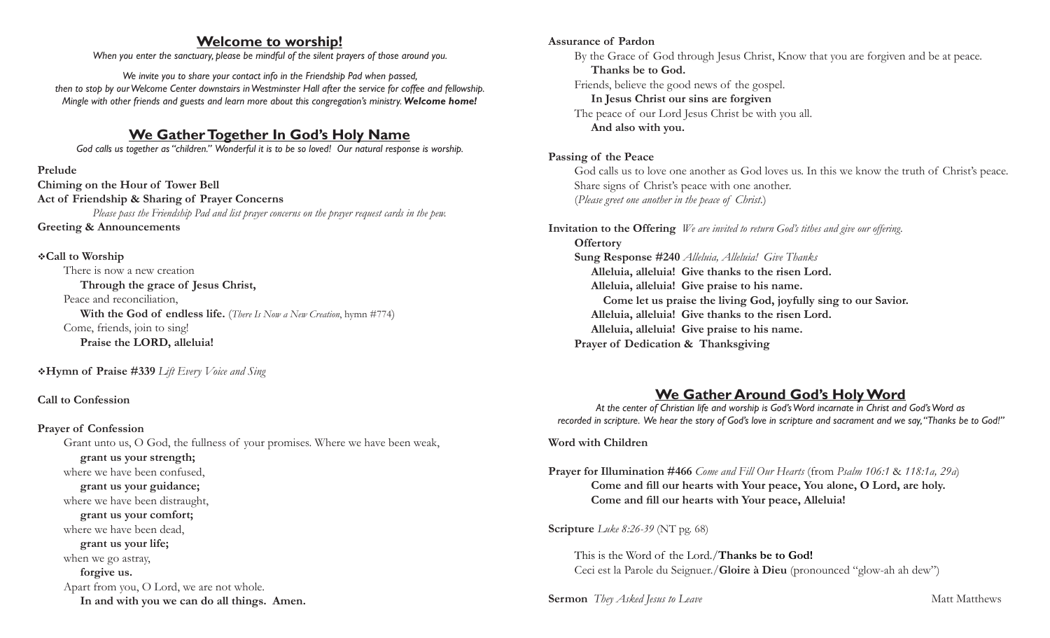## Welcome to worship!

*When you enter the sanctuary, please be mindful of the silent prayers of those around you.*

*We invite you to share your contact info in the Friendship Pad when passed, then to stop by our Welcome Center downstairs in Westminster Hall after the service for coffee and fellowship. Mingle with other friends and guests and learn more about this congregation's ministry.* ***Welcome home!***

## We Gather Together In God's Holy Name

*God calls us together as "children." Wonderful it is to be so loved! Our natural response is worship.*

**Prelude**

**Chiming on the Hour of Tower Bell**

**Act of Friendship & Sharing of Prayer Concerns**

*Please pass the Friendship Pad and list prayer concerns on the prayer request cards in the pew.*

**Greeting & Announcements**

❖**Call to Worship**

There is now a new creation
**Through the grace of Jesus Christ,**
Peace and reconciliation,
**With the God of endless life.** (*There Is Now a New Creation*, hymn #774)
Come, friends, join to sing!
**Praise the LORD, alleluia!**

❖**Hymn of Praise #339** *Lift Every Voice and Sing*

**Call to Confession**

**Prayer of Confession**

Grant unto us, O God, the fullness of your promises. Where we have been weak,
**grant us your strength;**
where we have been confused,
**grant us your guidance;**
where we have been distraught,
**grant us your comfort;**
where we have been dead,
**grant us your life;**
when we go astray,
**forgive us.**
Apart from you, O Lord, we are not whole.
**In and with you we can do all things. Amen.**

**Assurance of Pardon**

By the Grace of God through Jesus Christ, Know that you are forgiven and be at peace.
**Thanks be to God.**
Friends, believe the good news of the gospel.
**In Jesus Christ our sins are forgiven**
The peace of our Lord Jesus Christ be with you all.
**And also with you.**

**Passing of the Peace**

God calls us to love one another as God loves us. In this we know the truth of Christ's peace. Share signs of Christ's peace with one another.
(*Please greet one another in the peace of Christ.*)

**Invitation to the Offering** *We are invited to return God's tithes and give our offering.*

**Offertory**

**Sung Response #240** *Alleluia, Alleluia! Give Thanks*

**Alleluia, alleluia! Give thanks to the risen Lord.**
**Alleluia, alleluia! Give praise to his name.**
**Come let us praise the living God, joyfully sing to our Savior.**
**Alleluia, alleluia! Give thanks to the risen Lord.**
**Alleluia, alleluia! Give praise to his name.**

**Prayer of Dedication & Thanksgiving**

## We Gather Around God's Holy Word

*At the center of Christian life and worship is God's Word incarnate in Christ and God's Word as recorded in scripture. We hear the story of God's love in scripture and sacrament and we say, "Thanks be to God!"*

**Word with Children**

**Prayer for Illumination #466** *Come and Fill Our Hearts* (from *Psalm 106:1* & *118:1a, 29a*)

**Come and fill our hearts with Your peace, You alone, O Lord, are holy.**
**Come and fill our hearts with Your peace, Alleluia!**

**Scripture** *Luke 8:26-39* (NT pg. 68)

This is the Word of the Lord./**Thanks be to God!**
Ceci est la Parole du Seignuer./**Gloire à Dieu** (pronounced "glow-ah ah dew")

**Sermon** *They Asked Jesus to Leave* — Matt Matthews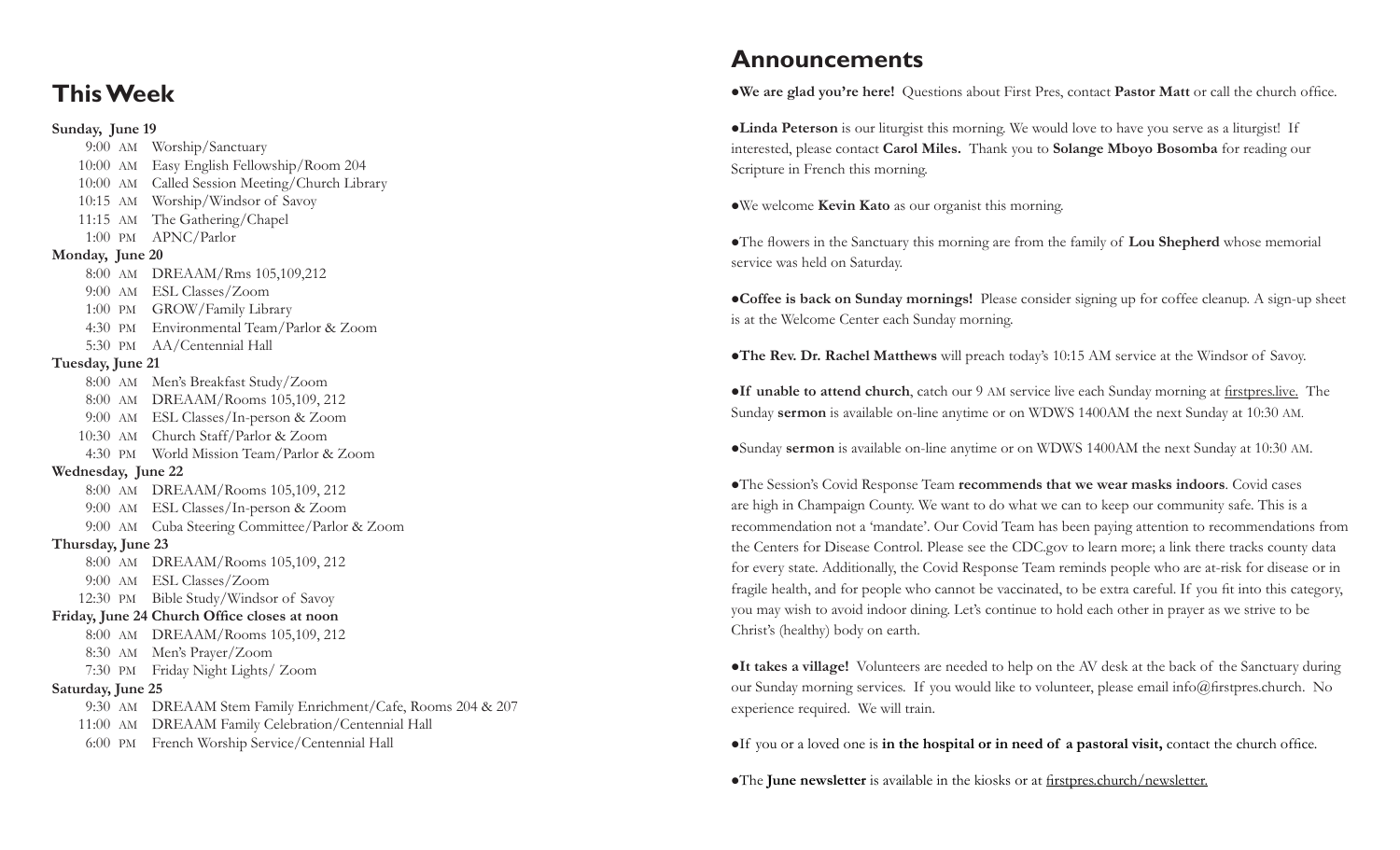## This Week

**Sunday, June 19**

9:00 AM Worship/Sanctuary
10:00 AM Easy English Fellowship/Room 204
10:00 AM Called Session Meeting/Church Library
10:15 AM Worship/Windsor of Savoy
11:15 AM The Gathering/Chapel
1:00 PM APNC/Parlor

**Monday, June 20**

8:00 AM DREAAM/Rms 105,109,212
9:00 AM ESL Classes/Zoom
1:00 PM GROW/Family Library
4:30 PM Environmental Team/Parlor & Zoom
5:30 PM AA/Centennial Hall

**Tuesday, June 21**

8:00 AM Men's Breakfast Study/Zoom
8:00 AM DREAAM/Rooms 105,109, 212
9:00 AM ESL Classes/In-person & Zoom
10:30 AM Church Staff/Parlor & Zoom
4:30 PM World Mission Team/Parlor & Zoom

**Wednesday, June 22**

8:00 AM DREAAM/Rooms 105,109, 212
9:00 AM ESL Classes/In-person & Zoom
9:00 AM Cuba Steering Committee/Parlor & Zoom

**Thursday, June 23**

8:00 AM DREAAM/Rooms 105,109, 212
9:00 AM ESL Classes/Zoom
12:30 PM Bible Study/Windsor of Savoy

**Friday, June 24 Church Office closes at noon**

8:00 AM DREAAM/Rooms 105,109, 212
8:30 AM Men's Prayer/Zoom
7:30 PM Friday Night Lights/ Zoom

**Saturday, June 25**

9:30 AM DREAAM Stem Family Enrichment/Cafe, Rooms 204 & 207
11:00 AM DREAAM Family Celebration/Centennial Hall
6:00 PM French Worship Service/Centennial Hall

## Announcements

●**We are glad you're here!** Questions about First Pres, contact **Pastor Matt** or call the church office.

●**Linda Peterson** is our liturgist this morning. We would love to have you serve as a liturgist! If interested, please contact **Carol Miles.** Thank you to **Solange Mboyo Bosomba** for reading our Scripture in French this morning.

●We welcome **Kevin Kato** as our organist this morning.

●The flowers in the Sanctuary this morning are from the family of **Lou Shepherd** whose memorial service was held on Saturday.

●**Coffee is back on Sunday mornings!** Please consider signing up for coffee cleanup. A sign-up sheet is at the Welcome Center each Sunday morning.

●**The Rev. Dr. Rachel Matthews** will preach today's 10:15 AM service at the Windsor of Savoy.

●**If unable to attend church**, catch our 9 AM service live each Sunday morning at firstpres.live. The Sunday **sermon** is available on-line anytime or on WDWS 1400AM the next Sunday at 10:30 AM.

●Sunday **sermon** is available on-line anytime or on WDWS 1400AM the next Sunday at 10:30 AM.

●The Session's Covid Response Team **recommends that we wear masks indoors**. Covid cases are high in Champaign County. We want to do what we can to keep our community safe. This is a recommendation not a 'mandate'. Our Covid Team has been paying attention to recommendations from the Centers for Disease Control. Please see the CDC.gov to learn more; a link there tracks county data for every state. Additionally, the Covid Response Team reminds people who are at-risk for disease or in fragile health, and for people who cannot be vaccinated, to be extra careful. If you fit into this category, you may wish to avoid indoor dining. Let's continue to hold each other in prayer as we strive to be Christ's (healthy) body on earth.

●**It takes a village!** Volunteers are needed to help on the AV desk at the back of the Sanctuary during our Sunday morning services. If you would like to volunteer, please email info@firstpres.church. No experience required. We will train.

●If you or a loved one is **in the hospital or in need of a pastoral visit,** contact the church office.

●The **June newsletter** is available in the kiosks or at firstpres.church/newsletter.